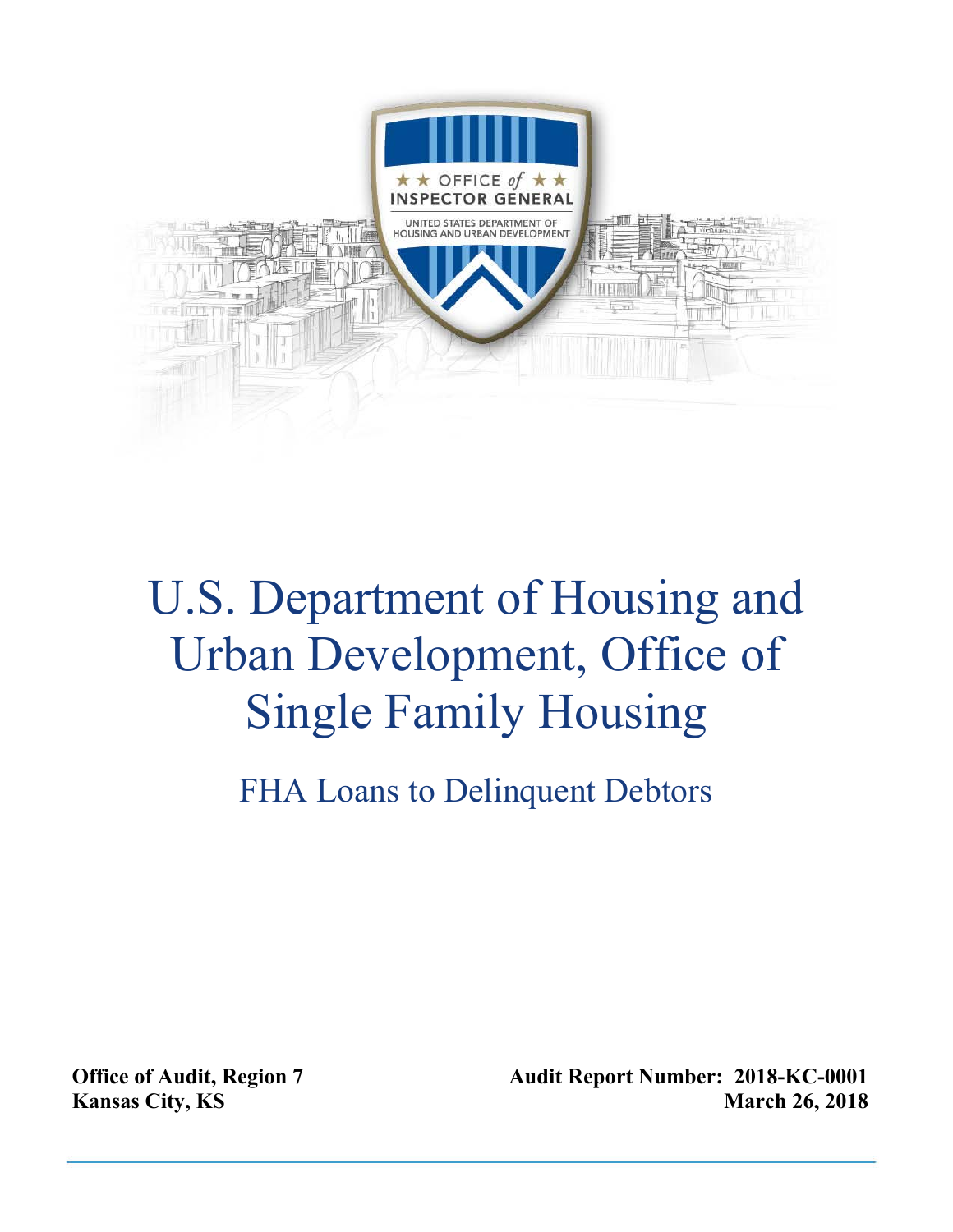# U.S. Department of Housing and Urban Development, Office of Single Family Housing

## FHA Loans to Delinquent Debtors

**Office of Audit, Region 7**
**Kansas City, KS**

**Audit Report Number: 2018-KC-0001**
**March 26, 2018**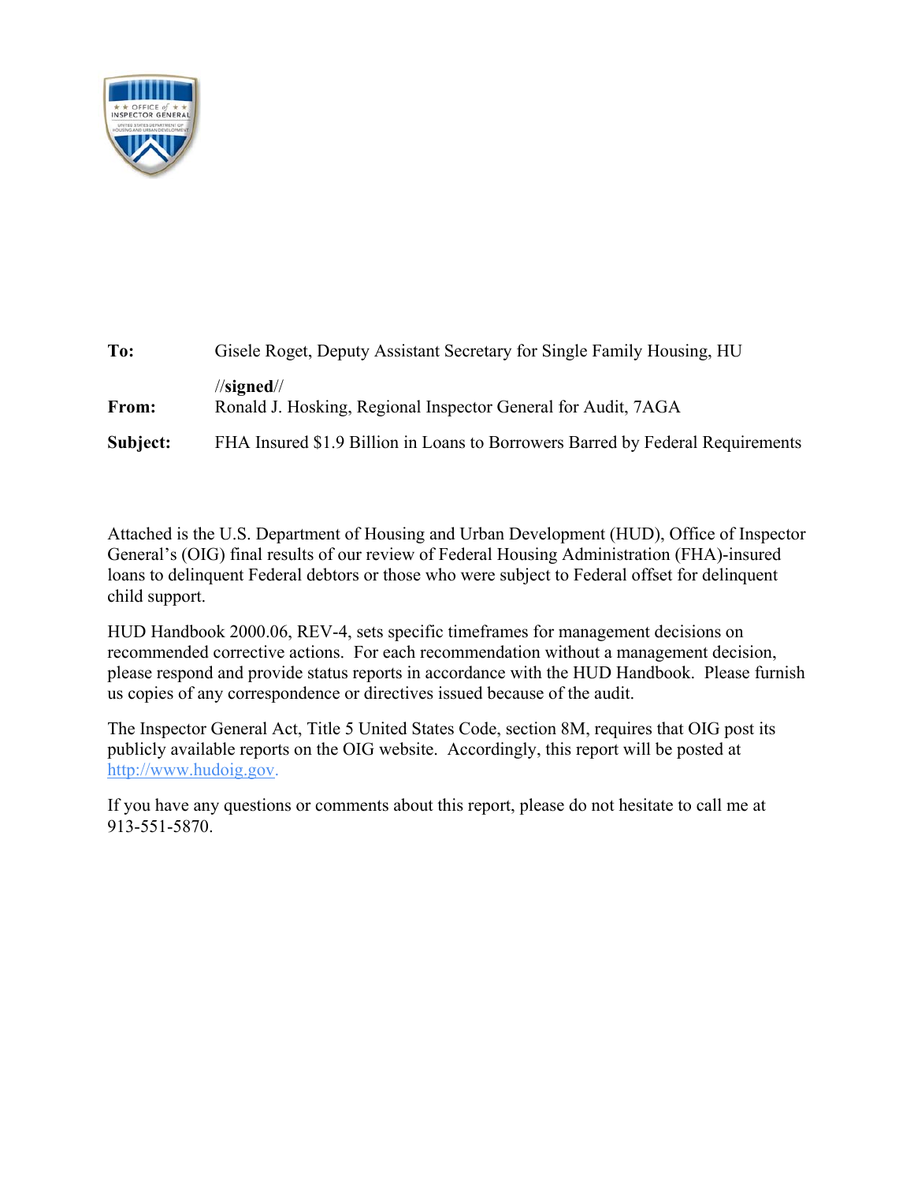**To:** Gisele Roget, Deputy Assistant Secretary for Single Family Housing, HU

//**signed**//

**From:** Ronald J. Hosking, Regional Inspector General for Audit, 7AGA

**Subject:** FHA Insured $1.9 Billion in Loans to Borrowers Barred by Federal Requirements

Attached is the U.S. Department of Housing and Urban Development (HUD), Office of Inspector General's (OIG) final results of our review of Federal Housing Administration (FHA)-insured loans to delinquent Federal debtors or those who were subject to Federal offset for delinquent child support.

HUD Handbook 2000.06, REV-4, sets specific timeframes for management decisions on recommended corrective actions. For each recommendation without a management decision, please respond and provide status reports in accordance with the HUD Handbook. Please furnish us copies of any correspondence or directives issued because of the audit.

The Inspector General Act, Title 5 United States Code, section 8M, requires that OIG post its publicly available reports on the OIG website. Accordingly, this report will be posted at http://www.hudoig.gov.

If you have any questions or comments about this report, please do not hesitate to call me at 913-551-5870.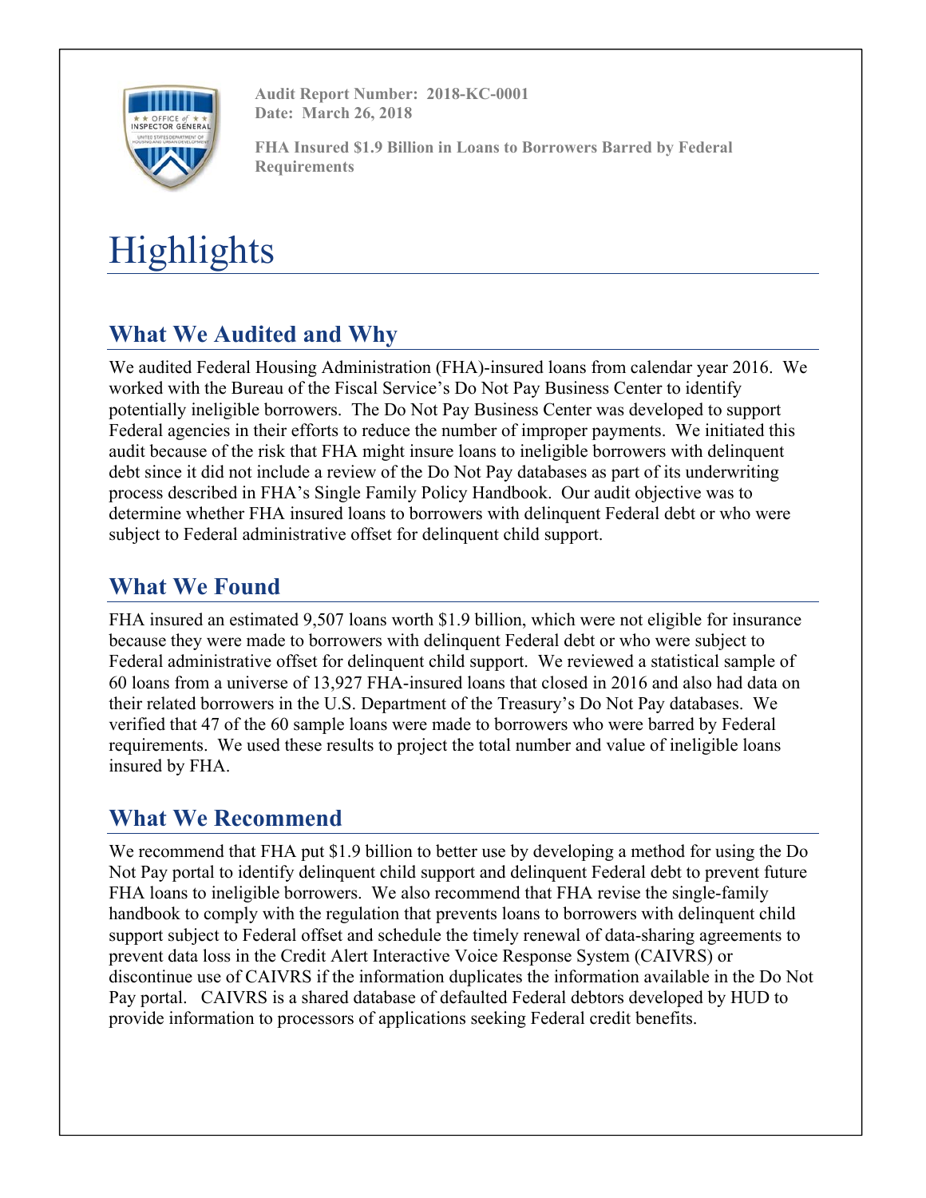**Audit Report Number: 2018-KC-0001**
**Date: March 26, 2018**

**FHA Insured $1.9 Billion in Loans to Borrowers Barred by Federal Requirements**

# Highlights

## What We Audited and Why

We audited Federal Housing Administration (FHA)-insured loans from calendar year 2016. We worked with the Bureau of the Fiscal Service's Do Not Pay Business Center to identify potentially ineligible borrowers. The Do Not Pay Business Center was developed to support Federal agencies in their efforts to reduce the number of improper payments. We initiated this audit because of the risk that FHA might insure loans to ineligible borrowers with delinquent debt since it did not include a review of the Do Not Pay databases as part of its underwriting process described in FHA's Single Family Policy Handbook. Our audit objective was to determine whether FHA insured loans to borrowers with delinquent Federal debt or who were subject to Federal administrative offset for delinquent child support.

## What We Found

FHA insured an estimated 9,507 loans worth $1.9 billion, which were not eligible for insurance because they were made to borrowers with delinquent Federal debt or who were subject to Federal administrative offset for delinquent child support. We reviewed a statistical sample of 60 loans from a universe of 13,927 FHA-insured loans that closed in 2016 and also had data on their related borrowers in the U.S. Department of the Treasury's Do Not Pay databases. We verified that 47 of the 60 sample loans were made to borrowers who were barred by Federal requirements. We used these results to project the total number and value of ineligible loans insured by FHA.

## What We Recommend

We recommend that FHA put $1.9 billion to better use by developing a method for using the Do Not Pay portal to identify delinquent child support and delinquent Federal debt to prevent future FHA loans to ineligible borrowers. We also recommend that FHA revise the single-family handbook to comply with the regulation that prevents loans to borrowers with delinquent child support subject to Federal offset and schedule the timely renewal of data-sharing agreements to prevent data loss in the Credit Alert Interactive Voice Response System (CAIVRS) or discontinue use of CAIVRS if the information duplicates the information available in the Do Not Pay portal. CAIVRS is a shared database of defaulted Federal debtors developed by HUD to provide information to processors of applications seeking Federal credit benefits.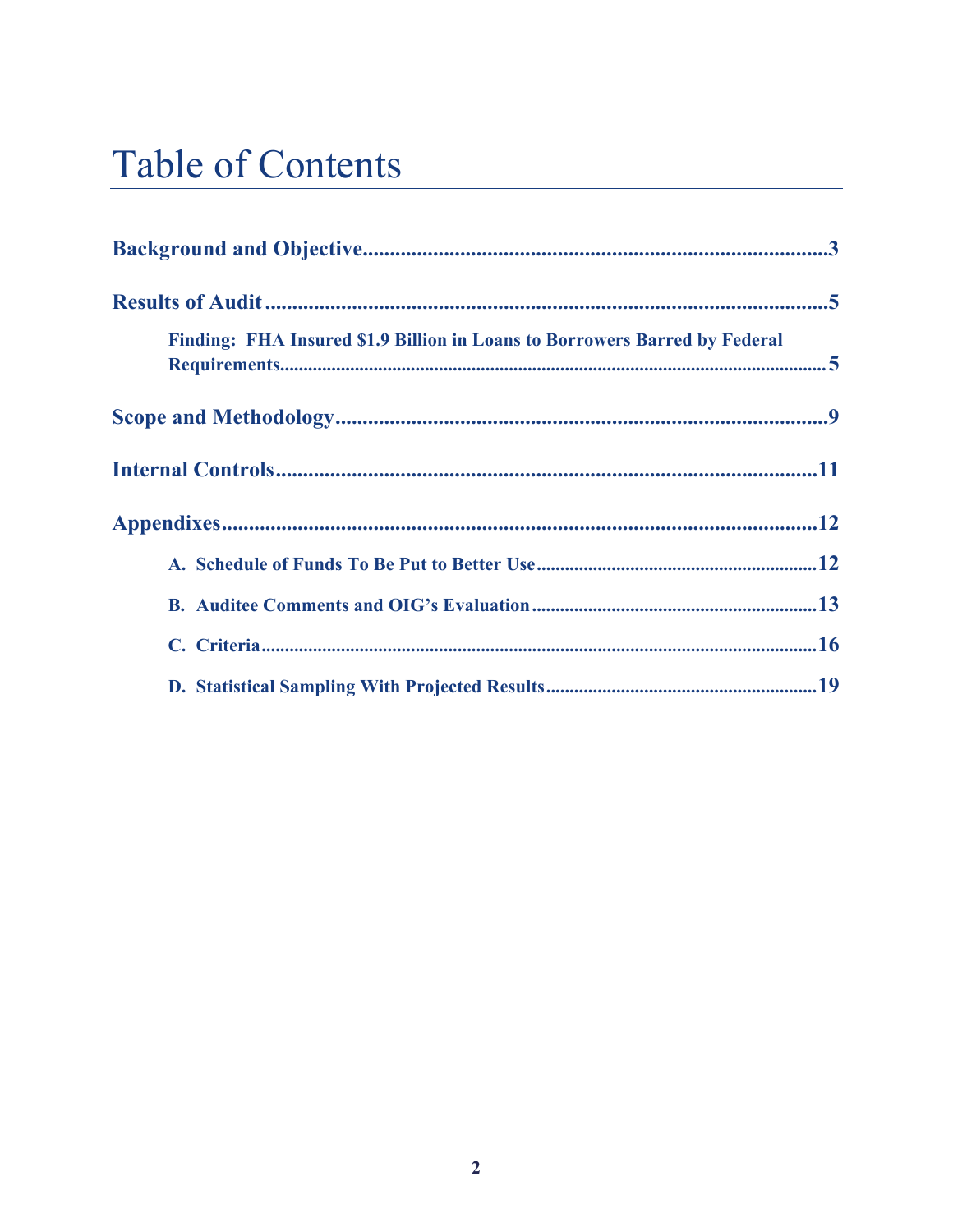# Table of Contents

**Background and Objective**......................................................................................3

**Results of Audit**.........................................................................................................5

**Finding: FHA Insured $1.9 Billion in Loans to Borrowers Barred by Federal Requirements**.....................................................................................................................5

**Scope and Methodology**.............................................................................................9

**Internal Controls**......................................................................................................11

**Appendixes**...............................................................................................................12

**A. Schedule of Funds To Be Put to Better Use**.............................................................12

**B. Auditee Comments and OIG's Evaluation**.............................................................13

**C. Criteria**.......................................................................................................................16

**D. Statistical Sampling With Projected Results**..........................................................19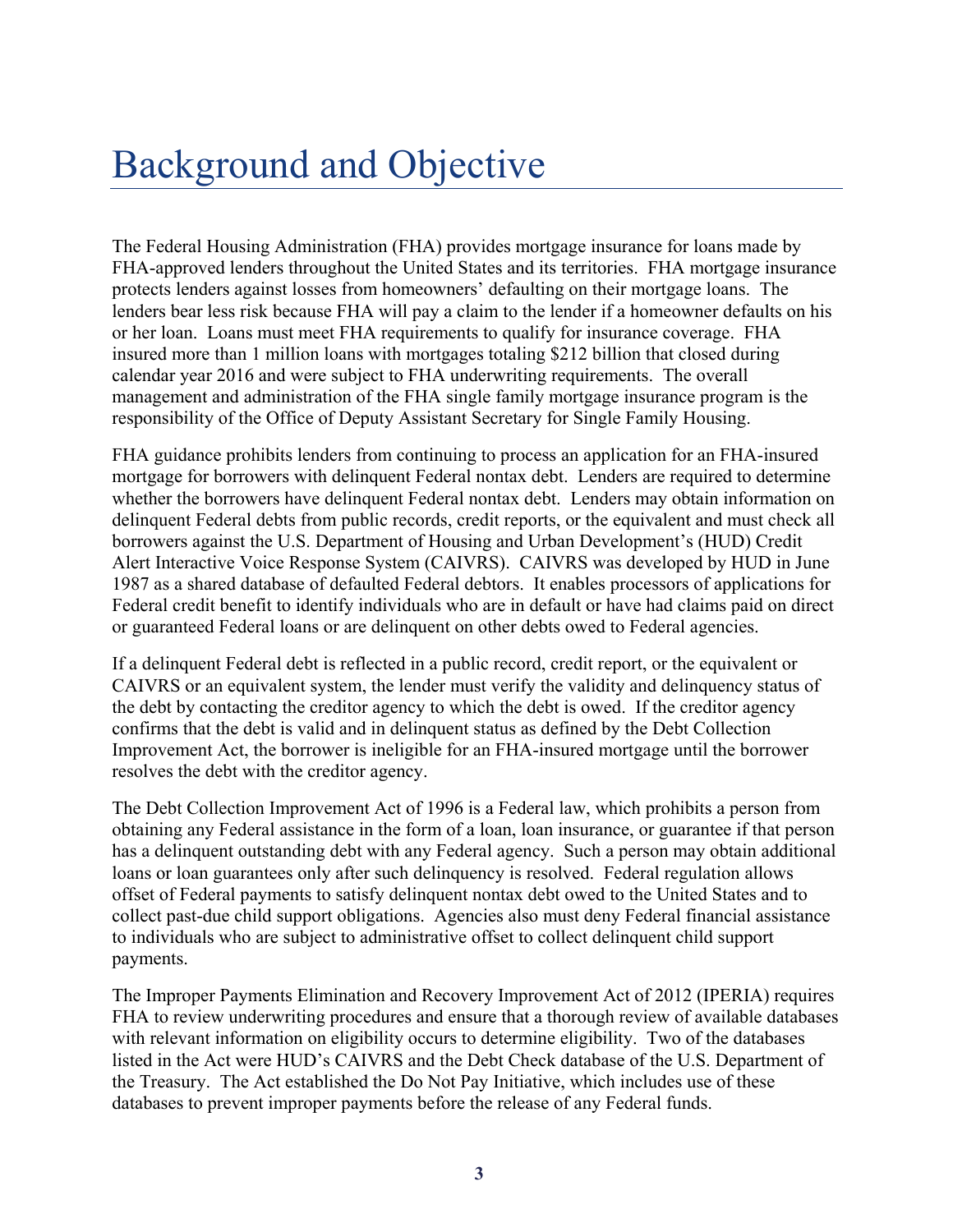# Background and Objective

The Federal Housing Administration (FHA) provides mortgage insurance for loans made by FHA-approved lenders throughout the United States and its territories. FHA mortgage insurance protects lenders against losses from homeowners' defaulting on their mortgage loans. The lenders bear less risk because FHA will pay a claim to the lender if a homeowner defaults on his or her loan. Loans must meet FHA requirements to qualify for insurance coverage. FHA insured more than 1 million loans with mortgages totaling $212 billion that closed during calendar year 2016 and were subject to FHA underwriting requirements. The overall management and administration of the FHA single family mortgage insurance program is the responsibility of the Office of Deputy Assistant Secretary for Single Family Housing.

FHA guidance prohibits lenders from continuing to process an application for an FHA-insured mortgage for borrowers with delinquent Federal nontax debt. Lenders are required to determine whether the borrowers have delinquent Federal nontax debt. Lenders may obtain information on delinquent Federal debts from public records, credit reports, or the equivalent and must check all borrowers against the U.S. Department of Housing and Urban Development's (HUD) Credit Alert Interactive Voice Response System (CAIVRS). CAIVRS was developed by HUD in June 1987 as a shared database of defaulted Federal debtors. It enables processors of applications for Federal credit benefit to identify individuals who are in default or have had claims paid on direct or guaranteed Federal loans or are delinquent on other debts owed to Federal agencies.

If a delinquent Federal debt is reflected in a public record, credit report, or the equivalent or CAIVRS or an equivalent system, the lender must verify the validity and delinquency status of the debt by contacting the creditor agency to which the debt is owed. If the creditor agency confirms that the debt is valid and in delinquent status as defined by the Debt Collection Improvement Act, the borrower is ineligible for an FHA-insured mortgage until the borrower resolves the debt with the creditor agency.

The Debt Collection Improvement Act of 1996 is a Federal law, which prohibits a person from obtaining any Federal assistance in the form of a loan, loan insurance, or guarantee if that person has a delinquent outstanding debt with any Federal agency. Such a person may obtain additional loans or loan guarantees only after such delinquency is resolved. Federal regulation allows offset of Federal payments to satisfy delinquent nontax debt owed to the United States and to collect past-due child support obligations. Agencies also must deny Federal financial assistance to individuals who are subject to administrative offset to collect delinquent child support payments.

The Improper Payments Elimination and Recovery Improvement Act of 2012 (IPERIA) requires FHA to review underwriting procedures and ensure that a thorough review of available databases with relevant information on eligibility occurs to determine eligibility. Two of the databases listed in the Act were HUD's CAIVRS and the Debt Check database of the U.S. Department of the Treasury. The Act established the Do Not Pay Initiative, which includes use of these databases to prevent improper payments before the release of any Federal funds.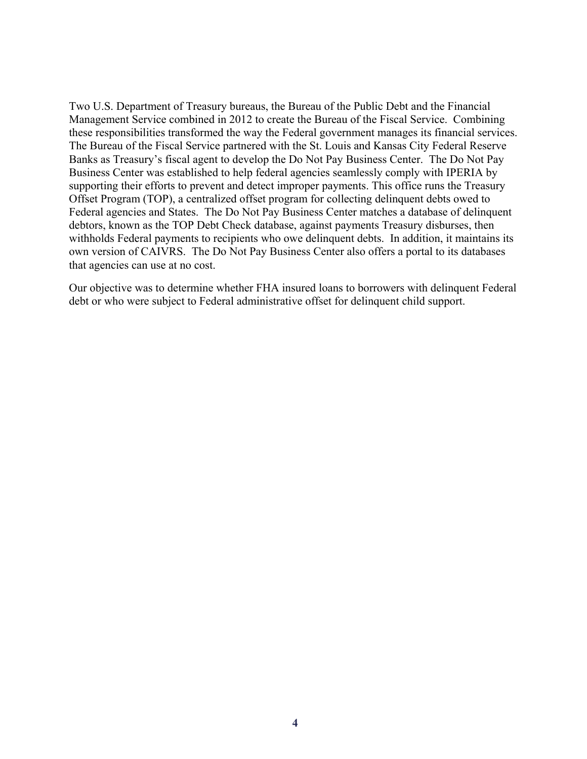Two U.S. Department of Treasury bureaus, the Bureau of the Public Debt and the Financial Management Service combined in 2012 to create the Bureau of the Fiscal Service. Combining these responsibilities transformed the way the Federal government manages its financial services. The Bureau of the Fiscal Service partnered with the St. Louis and Kansas City Federal Reserve Banks as Treasury's fiscal agent to develop the Do Not Pay Business Center. The Do Not Pay Business Center was established to help federal agencies seamlessly comply with IPERIA by supporting their efforts to prevent and detect improper payments. This office runs the Treasury Offset Program (TOP), a centralized offset program for collecting delinquent debts owed to Federal agencies and States. The Do Not Pay Business Center matches a database of delinquent debtors, known as the TOP Debt Check database, against payments Treasury disburses, then withholds Federal payments to recipients who owe delinquent debts. In addition, it maintains its own version of CAIVRS. The Do Not Pay Business Center also offers a portal to its databases that agencies can use at no cost.

Our objective was to determine whether FHA insured loans to borrowers with delinquent Federal debt or who were subject to Federal administrative offset for delinquent child support.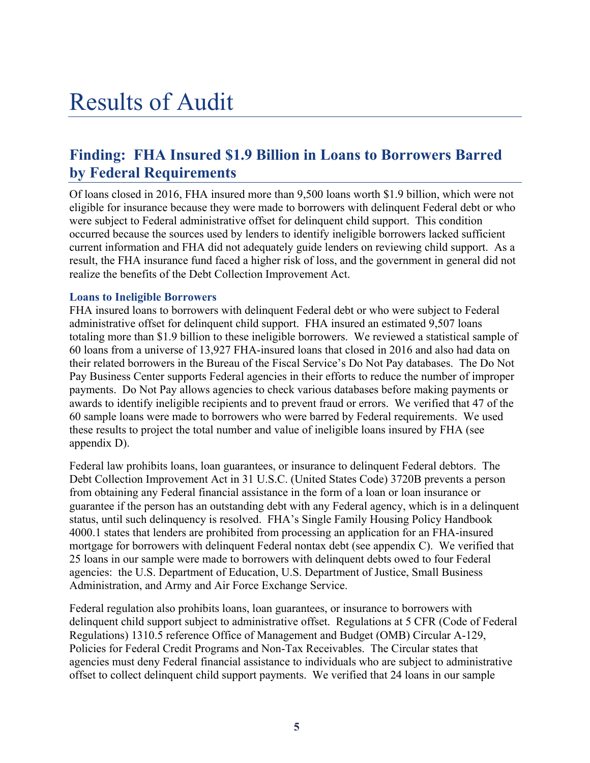# Results of Audit

## Finding: FHA Insured $1.9 Billion in Loans to Borrowers Barred by Federal Requirements

Of loans closed in 2016, FHA insured more than 9,500 loans worth $1.9 billion, which were not eligible for insurance because they were made to borrowers with delinquent Federal debt or who were subject to Federal administrative offset for delinquent child support. This condition occurred because the sources used by lenders to identify ineligible borrowers lacked sufficient current information and FHA did not adequately guide lenders on reviewing child support. As a result, the FHA insurance fund faced a higher risk of loss, and the government in general did not realize the benefits of the Debt Collection Improvement Act.

### Loans to Ineligible Borrowers

FHA insured loans to borrowers with delinquent Federal debt or who were subject to Federal administrative offset for delinquent child support. FHA insured an estimated 9,507 loans totaling more than $1.9 billion to these ineligible borrowers. We reviewed a statistical sample of 60 loans from a universe of 13,927 FHA-insured loans that closed in 2016 and also had data on their related borrowers in the Bureau of the Fiscal Service's Do Not Pay databases. The Do Not Pay Business Center supports Federal agencies in their efforts to reduce the number of improper payments. Do Not Pay allows agencies to check various databases before making payments or awards to identify ineligible recipients and to prevent fraud or errors. We verified that 47 of the 60 sample loans were made to borrowers who were barred by Federal requirements. We used these results to project the total number and value of ineligible loans insured by FHA (see appendix D).

Federal law prohibits loans, loan guarantees, or insurance to delinquent Federal debtors. The Debt Collection Improvement Act in 31 U.S.C. (United States Code) 3720B prevents a person from obtaining any Federal financial assistance in the form of a loan or loan insurance or guarantee if the person has an outstanding debt with any Federal agency, which is in a delinquent status, until such delinquency is resolved. FHA's Single Family Housing Policy Handbook 4000.1 states that lenders are prohibited from processing an application for an FHA-insured mortgage for borrowers with delinquent Federal nontax debt (see appendix C). We verified that 25 loans in our sample were made to borrowers with delinquent debts owed to four Federal agencies: the U.S. Department of Education, U.S. Department of Justice, Small Business Administration, and Army and Air Force Exchange Service.

Federal regulation also prohibits loans, loan guarantees, or insurance to borrowers with delinquent child support subject to administrative offset. Regulations at 5 CFR (Code of Federal Regulations) 1310.5 reference Office of Management and Budget (OMB) Circular A-129, Policies for Federal Credit Programs and Non-Tax Receivables. The Circular states that agencies must deny Federal financial assistance to individuals who are subject to administrative offset to collect delinquent child support payments. We verified that 24 loans in our sample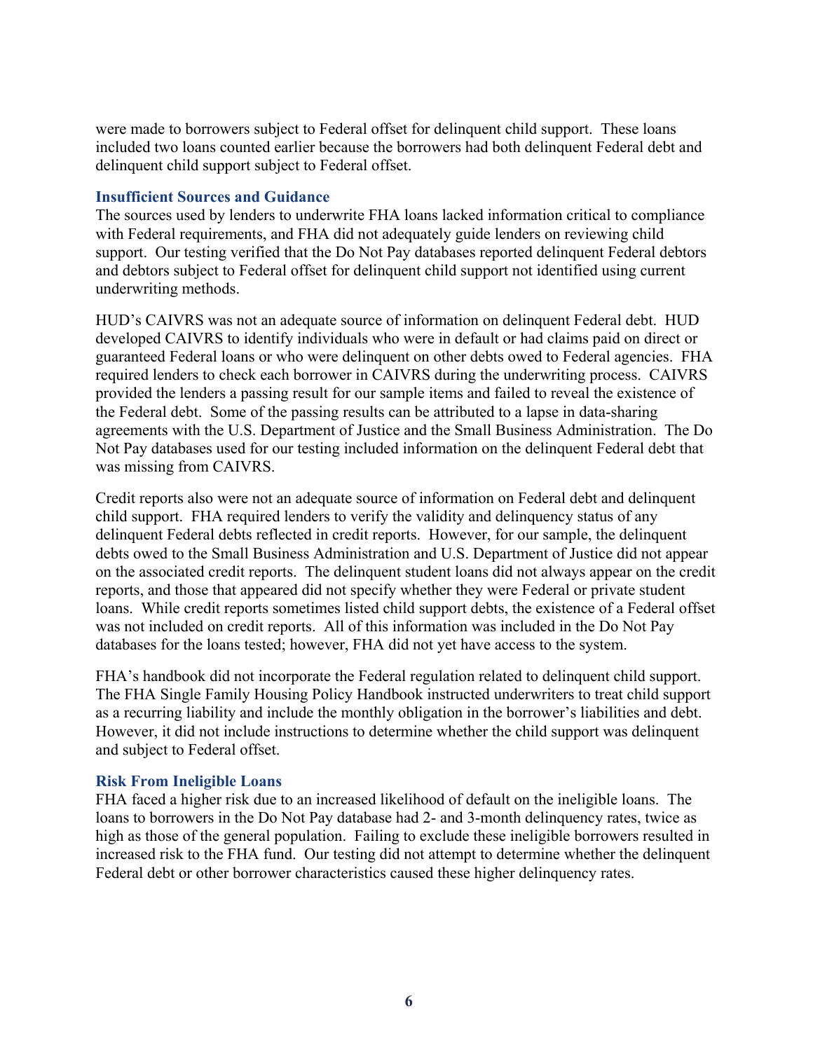were made to borrowers subject to Federal offset for delinquent child support. These loans included two loans counted earlier because the borrowers had both delinquent Federal debt and delinquent child support subject to Federal offset.

### Insufficient Sources and Guidance

The sources used by lenders to underwrite FHA loans lacked information critical to compliance with Federal requirements, and FHA did not adequately guide lenders on reviewing child support. Our testing verified that the Do Not Pay databases reported delinquent Federal debtors and debtors subject to Federal offset for delinquent child support not identified using current underwriting methods.

HUD's CAIVRS was not an adequate source of information on delinquent Federal debt. HUD developed CAIVRS to identify individuals who were in default or had claims paid on direct or guaranteed Federal loans or who were delinquent on other debts owed to Federal agencies. FHA required lenders to check each borrower in CAIVRS during the underwriting process. CAIVRS provided the lenders a passing result for our sample items and failed to reveal the existence of the Federal debt. Some of the passing results can be attributed to a lapse in data-sharing agreements with the U.S. Department of Justice and the Small Business Administration. The Do Not Pay databases used for our testing included information on the delinquent Federal debt that was missing from CAIVRS.

Credit reports also were not an adequate source of information on Federal debt and delinquent child support. FHA required lenders to verify the validity and delinquency status of any delinquent Federal debts reflected in credit reports. However, for our sample, the delinquent debts owed to the Small Business Administration and U.S. Department of Justice did not appear on the associated credit reports. The delinquent student loans did not always appear on the credit reports, and those that appeared did not specify whether they were Federal or private student loans. While credit reports sometimes listed child support debts, the existence of a Federal offset was not included on credit reports. All of this information was included in the Do Not Pay databases for the loans tested; however, FHA did not yet have access to the system.

FHA's handbook did not incorporate the Federal regulation related to delinquent child support. The FHA Single Family Housing Policy Handbook instructed underwriters to treat child support as a recurring liability and include the monthly obligation in the borrower's liabilities and debt. However, it did not include instructions to determine whether the child support was delinquent and subject to Federal offset.

### Risk From Ineligible Loans

FHA faced a higher risk due to an increased likelihood of default on the ineligible loans. The loans to borrowers in the Do Not Pay database had 2- and 3-month delinquency rates, twice as high as those of the general population. Failing to exclude these ineligible borrowers resulted in increased risk to the FHA fund. Our testing did not attempt to determine whether the delinquent Federal debt or other borrower characteristics caused these higher delinquency rates.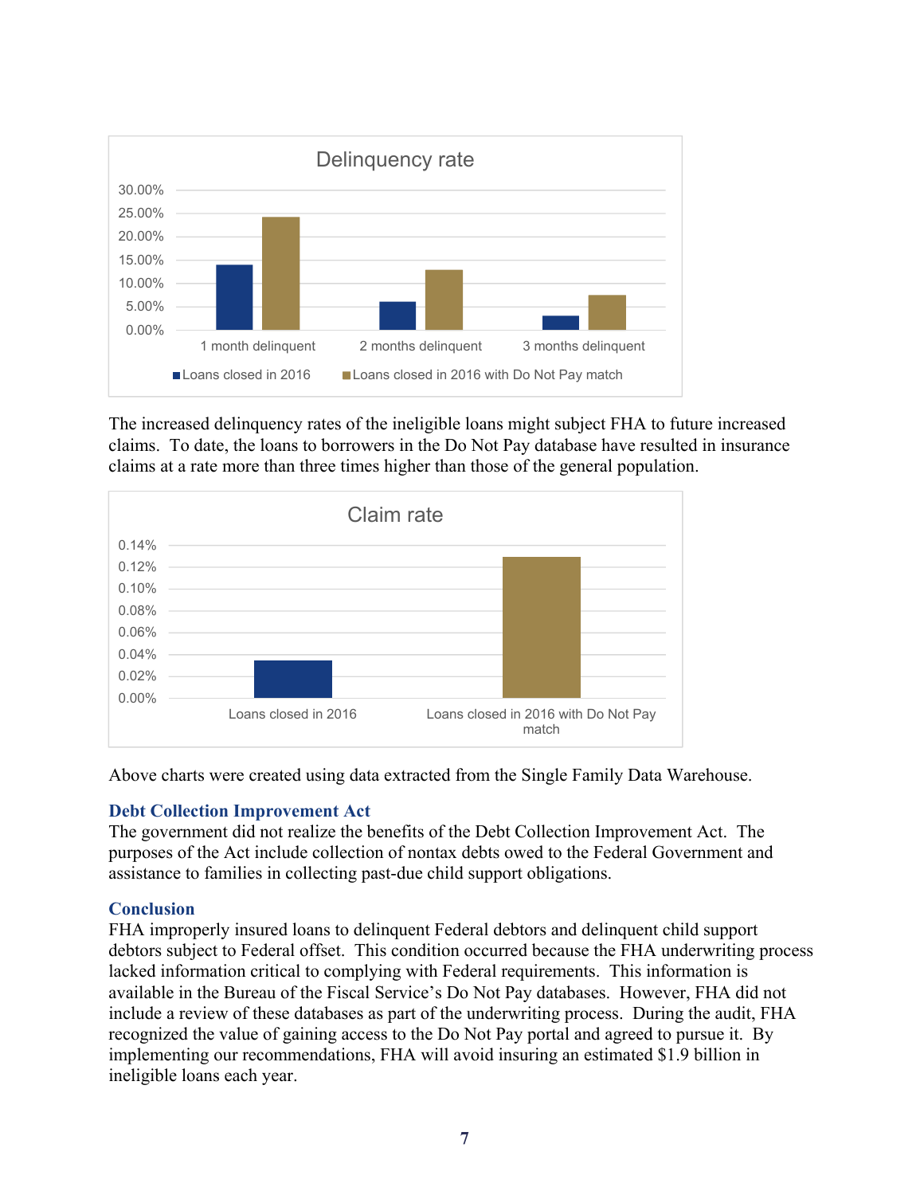The increased delinquency rates of the ineligible loans might subject FHA to future increased claims. To date, the loans to borrowers in the Do Not Pay database have resulted in insurance claims at a rate more than three times higher than those of the general population.

Above charts were created using data extracted from the Single Family Data Warehouse.

### Debt Collection Improvement Act

The government did not realize the benefits of the Debt Collection Improvement Act. The purposes of the Act include collection of nontax debts owed to the Federal Government and assistance to families in collecting past-due child support obligations.

### Conclusion

FHA improperly insured loans to delinquent Federal debtors and delinquent child support debtors subject to Federal offset. This condition occurred because the FHA underwriting process lacked information critical to complying with Federal requirements. This information is available in the Bureau of the Fiscal Service's Do Not Pay databases. However, FHA did not include a review of these databases as part of the underwriting process. During the audit, FHA recognized the value of gaining access to the Do Not Pay portal and agreed to pursue it. By implementing our recommendations, FHA will avoid insuring an estimated $1.9 billion in ineligible loans each year.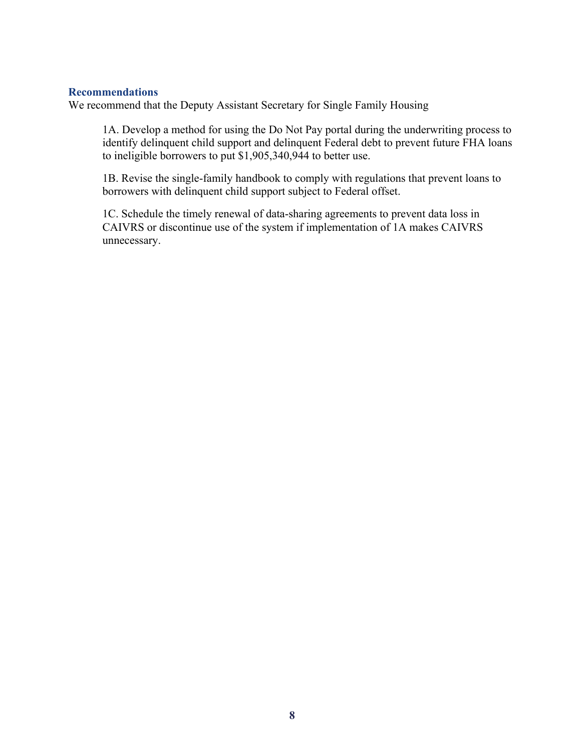### Recommendations

We recommend that the Deputy Assistant Secretary for Single Family Housing

1A. Develop a method for using the Do Not Pay portal during the underwriting process to identify delinquent child support and delinquent Federal debt to prevent future FHA loans to ineligible borrowers to put $1,905,340,944 to better use.

1B. Revise the single-family handbook to comply with regulations that prevent loans to borrowers with delinquent child support subject to Federal offset.

1C. Schedule the timely renewal of data-sharing agreements to prevent data loss in CAIVRS or discontinue use of the system if implementation of 1A makes CAIVRS unnecessary.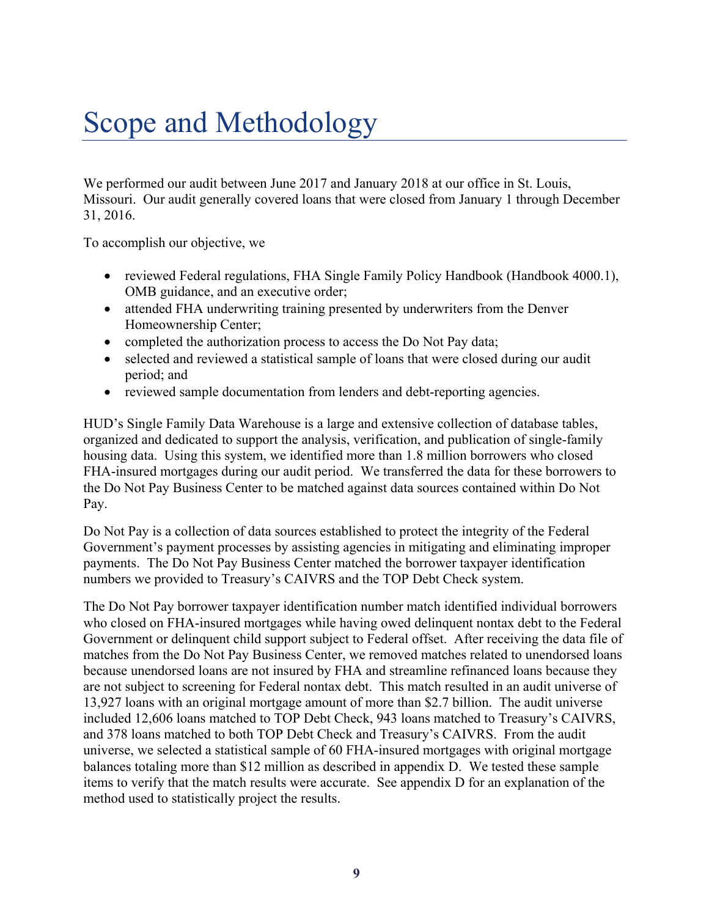# Scope and Methodology

We performed our audit between June 2017 and January 2018 at our office in St. Louis, Missouri. Our audit generally covered loans that were closed from January 1 through December 31, 2016.

To accomplish our objective, we

- reviewed Federal regulations, FHA Single Family Policy Handbook (Handbook 4000.1), OMB guidance, and an executive order;
- attended FHA underwriting training presented by underwriters from the Denver Homeownership Center;
- completed the authorization process to access the Do Not Pay data;
- selected and reviewed a statistical sample of loans that were closed during our audit period; and
- reviewed sample documentation from lenders and debt-reporting agencies.

HUD's Single Family Data Warehouse is a large and extensive collection of database tables, organized and dedicated to support the analysis, verification, and publication of single-family housing data. Using this system, we identified more than 1.8 million borrowers who closed FHA-insured mortgages during our audit period. We transferred the data for these borrowers to the Do Not Pay Business Center to be matched against data sources contained within Do Not Pay.

Do Not Pay is a collection of data sources established to protect the integrity of the Federal Government's payment processes by assisting agencies in mitigating and eliminating improper payments. The Do Not Pay Business Center matched the borrower taxpayer identification numbers we provided to Treasury's CAIVRS and the TOP Debt Check system.

The Do Not Pay borrower taxpayer identification number match identified individual borrowers who closed on FHA-insured mortgages while having owed delinquent nontax debt to the Federal Government or delinquent child support subject to Federal offset. After receiving the data file of matches from the Do Not Pay Business Center, we removed matches related to unendorsed loans because unendorsed loans are not insured by FHA and streamline refinanced loans because they are not subject to screening for Federal nontax debt. This match resulted in an audit universe of 13,927 loans with an original mortgage amount of more than $2.7 billion. The audit universe included 12,606 loans matched to TOP Debt Check, 943 loans matched to Treasury's CAIVRS, and 378 loans matched to both TOP Debt Check and Treasury's CAIVRS. From the audit universe, we selected a statistical sample of 60 FHA-insured mortgages with original mortgage balances totaling more than $12 million as described in appendix D. We tested these sample items to verify that the match results were accurate. See appendix D for an explanation of the method used to statistically project the results.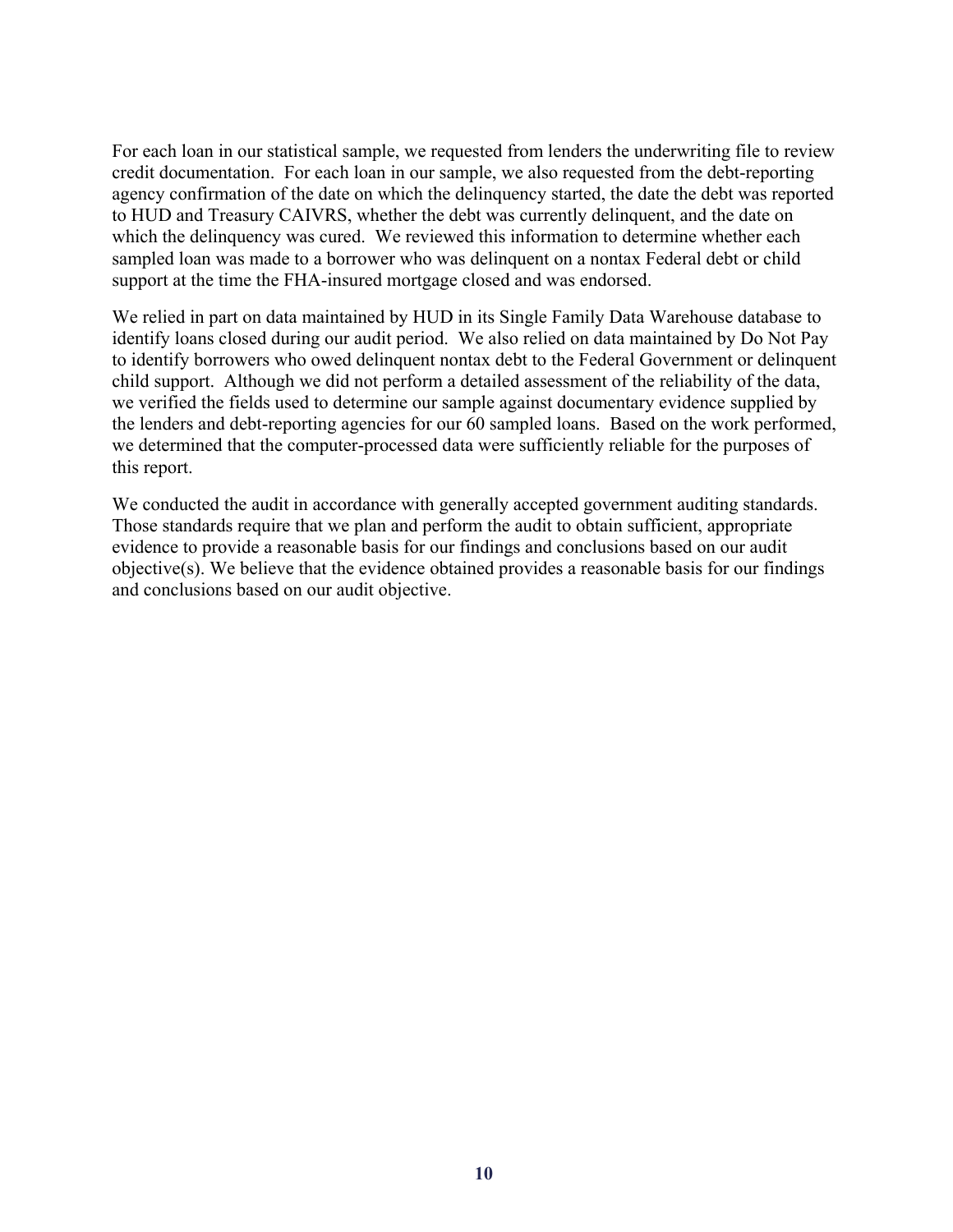For each loan in our statistical sample, we requested from lenders the underwriting file to review credit documentation. For each loan in our sample, we also requested from the debt-reporting agency confirmation of the date on which the delinquency started, the date the debt was reported to HUD and Treasury CAIVRS, whether the debt was currently delinquent, and the date on which the delinquency was cured. We reviewed this information to determine whether each sampled loan was made to a borrower who was delinquent on a nontax Federal debt or child support at the time the FHA-insured mortgage closed and was endorsed.

We relied in part on data maintained by HUD in its Single Family Data Warehouse database to identify loans closed during our audit period. We also relied on data maintained by Do Not Pay to identify borrowers who owed delinquent nontax debt to the Federal Government or delinquent child support. Although we did not perform a detailed assessment of the reliability of the data, we verified the fields used to determine our sample against documentary evidence supplied by the lenders and debt-reporting agencies for our 60 sampled loans. Based on the work performed, we determined that the computer-processed data were sufficiently reliable for the purposes of this report.

We conducted the audit in accordance with generally accepted government auditing standards. Those standards require that we plan and perform the audit to obtain sufficient, appropriate evidence to provide a reasonable basis for our findings and conclusions based on our audit objective(s). We believe that the evidence obtained provides a reasonable basis for our findings and conclusions based on our audit objective.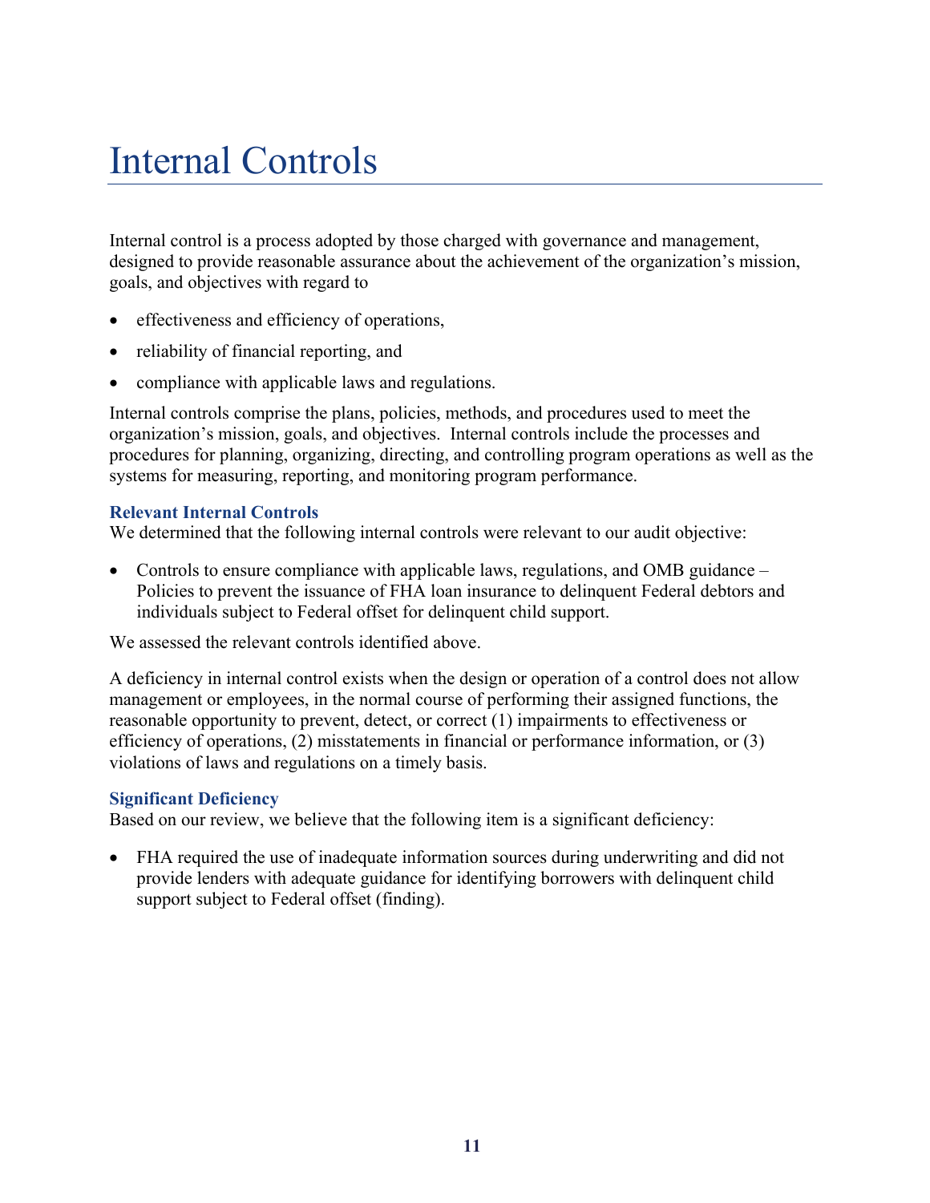# Internal Controls

Internal control is a process adopted by those charged with governance and management, designed to provide reasonable assurance about the achievement of the organization's mission, goals, and objectives with regard to

- effectiveness and efficiency of operations,
- reliability of financial reporting, and
- compliance with applicable laws and regulations.

Internal controls comprise the plans, policies, methods, and procedures used to meet the organization's mission, goals, and objectives. Internal controls include the processes and procedures for planning, organizing, directing, and controlling program operations as well as the systems for measuring, reporting, and monitoring program performance.

### Relevant Internal Controls

We determined that the following internal controls were relevant to our audit objective:

- Controls to ensure compliance with applicable laws, regulations, and OMB guidance – Policies to prevent the issuance of FHA loan insurance to delinquent Federal debtors and individuals subject to Federal offset for delinquent child support.

We assessed the relevant controls identified above.

A deficiency in internal control exists when the design or operation of a control does not allow management or employees, in the normal course of performing their assigned functions, the reasonable opportunity to prevent, detect, or correct (1) impairments to effectiveness or efficiency of operations, (2) misstatements in financial or performance information, or (3) violations of laws and regulations on a timely basis.

### Significant Deficiency

Based on our review, we believe that the following item is a significant deficiency:

- FHA required the use of inadequate information sources during underwriting and did not provide lenders with adequate guidance for identifying borrowers with delinquent child support subject to Federal offset (finding).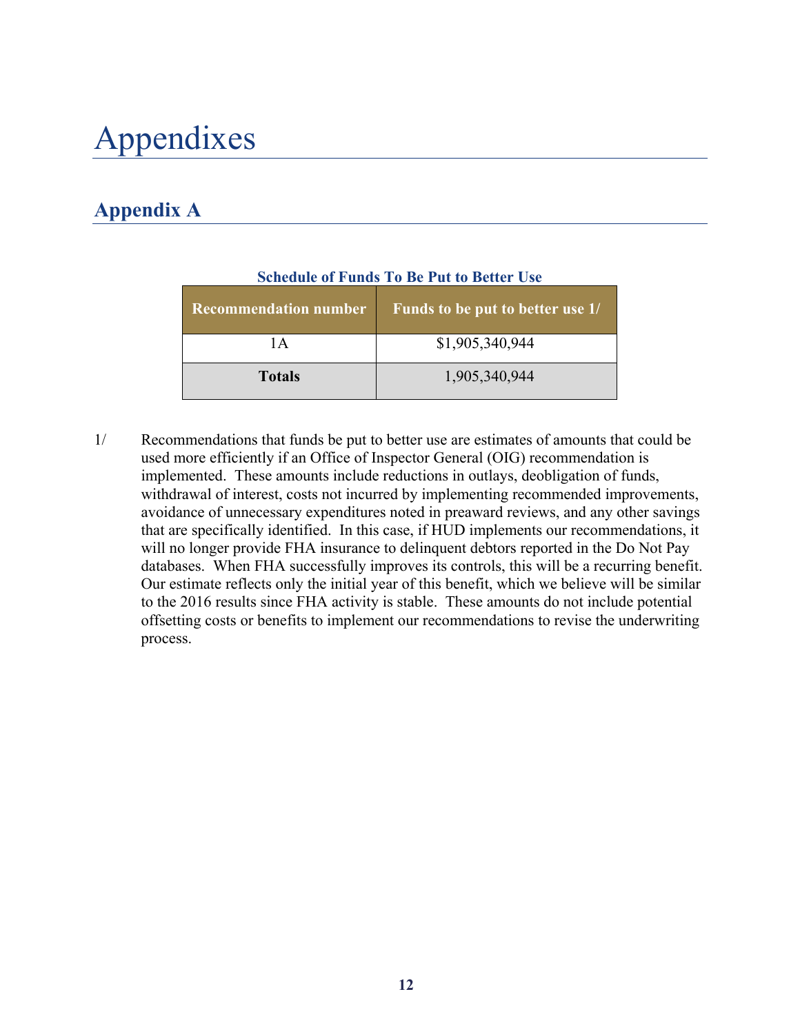# Appendixes

## Appendix A

**Schedule of Funds To Be Put to Better Use**

| Recommendation number | Funds to be put to better use 1/ |
|---|---|
| 1A | $1,905,340,944 |
| **Totals** | 1,905,340,944 |

1/ Recommendations that funds be put to better use are estimates of amounts that could be used more efficiently if an Office of Inspector General (OIG) recommendation is implemented. These amounts include reductions in outlays, deobligation of funds, withdrawal of interest, costs not incurred by implementing recommended improvements, avoidance of unnecessary expenditures noted in preaward reviews, and any other savings that are specifically identified. In this case, if HUD implements our recommendations, it will no longer provide FHA insurance to delinquent debtors reported in the Do Not Pay databases. When FHA successfully improves its controls, this will be a recurring benefit. Our estimate reflects only the initial year of this benefit, which we believe will be similar to the 2016 results since FHA activity is stable. These amounts do not include potential offsetting costs or benefits to implement our recommendations to revise the underwriting process.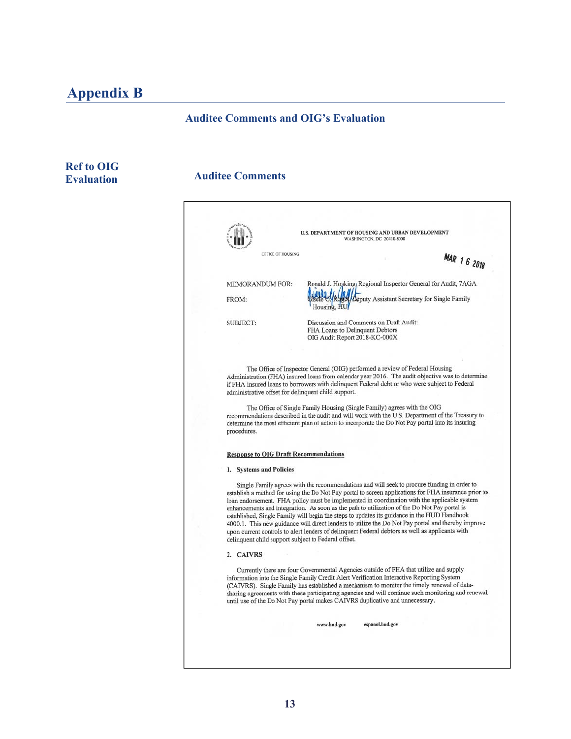# Appendix B

## Auditee Comments and OIG's Evaluation

**Ref to OIG Evaluation**

**Auditee Comments**

U.S. DEPARTMENT OF HOUSING AND URBAN DEVELOPMENT
WASHINGTON, DC 20410-8000

OFFICE OF HOUSING

MAR 16 2018

MEMORANDUM FOR: Ronald J. Hosking, Regional Inspector General for Audit, 7AGA

FROM: Gisele G. Roget, Deputy Assistant Secretary for Single Family Housing, HU

SUBJECT: Discussion and Comments on Draft Audit: FHA Loans to Delinquent Debtors OIG Audit Report 2018-KC-000X

The Office of Inspector General (OIG) performed a review of Federal Housing Administration (FHA) insured loans from calendar year 2016. The audit objective was to determine if FHA insured loans to borrowers with delinquent Federal debt or who were subject to Federal administrative offset for delinquent child support.

The Office of Single Family Housing (Single Family) agrees with the OIG recommendations described in the audit and will work with the U.S. Department of the Treasury to determine the most efficient plan of action to incorporate the Do Not Pay portal into its insuring procedures.

**Response to OIG Draft Recommendations**

**1. Systems and Policies**

Single Family agrees with the recommendations and will seek to procure funding in order to establish a method for using the Do Not Pay portal to screen applications for FHA insurance prior to loan endorsement. FHA policy must be implemented in coordination with the applicable system enhancements and integration. As soon as the path to utilization of the Do Not Pay portal is established, Single Family will begin the steps to updates its guidance in the HUD Handbook 4000.1. This new guidance will direct lenders to utilize the Do Not Pay portal and thereby improve upon current controls to alert lenders of delinquent Federal debtors as well as applicants with delinquent child support subject to Federal offset.

**2. CAIVRS**

Currently there are four Governmental Agencies outside of FHA that utilize and supply information into the Single Family Credit Alert Verification Interactive Reporting System (CAIVRS). Single Family has established a mechanism to monitor the timely renewal of data-sharing agreements with these participating agencies and will continue such monitoring and renewal until use of the Do Not Pay portal makes CAIVRS duplicative and unnecessary.

www.hud.gov espanol.hud.gov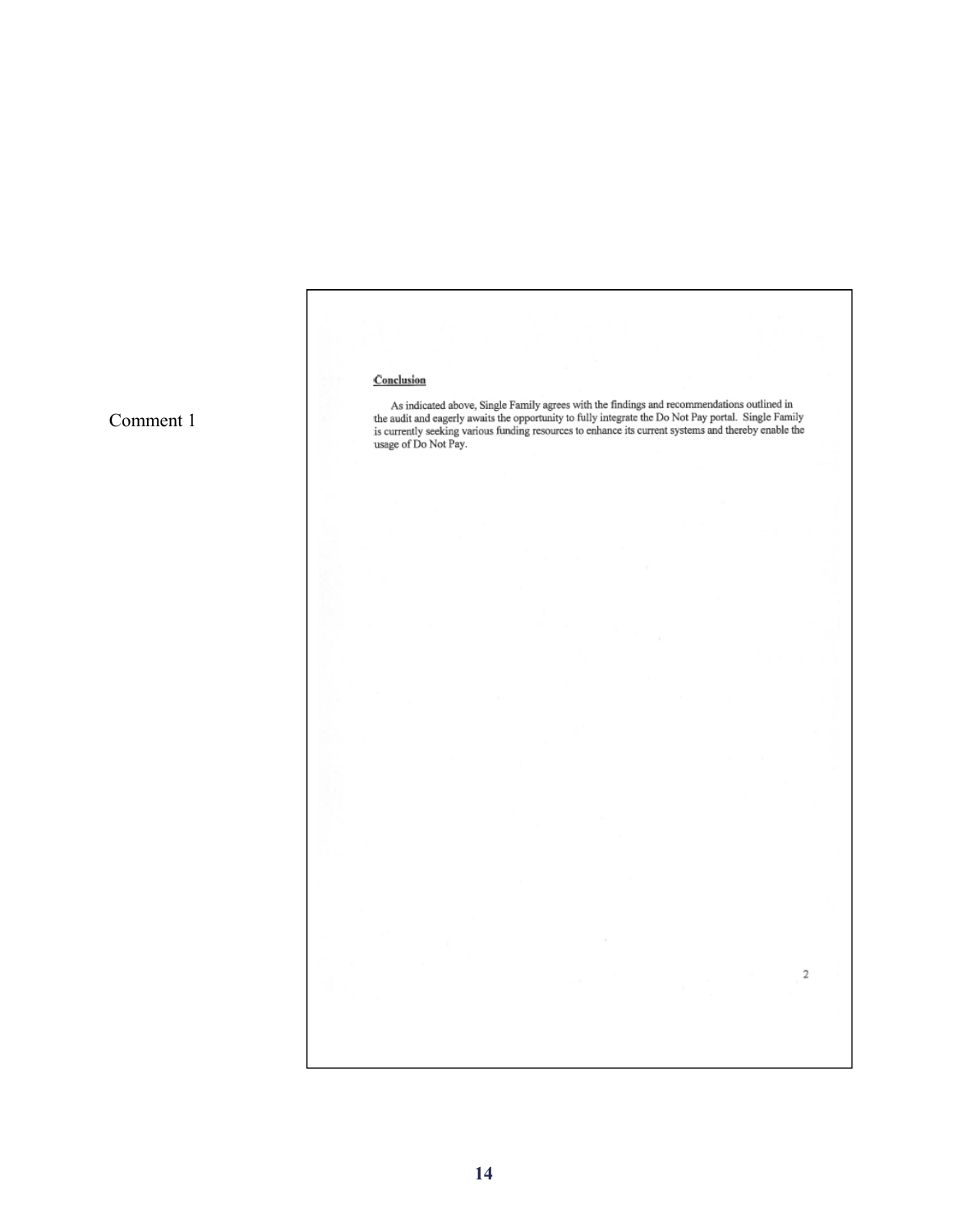Comment 1

**Conclusion**

As indicated above, Single Family agrees with the findings and recommendations outlined in the audit and eagerly awaits the opportunity to fully integrate the Do Not Pay portal. Single Family is currently seeking various funding resources to enhance its current systems and thereby enable the usage of Do Not Pay.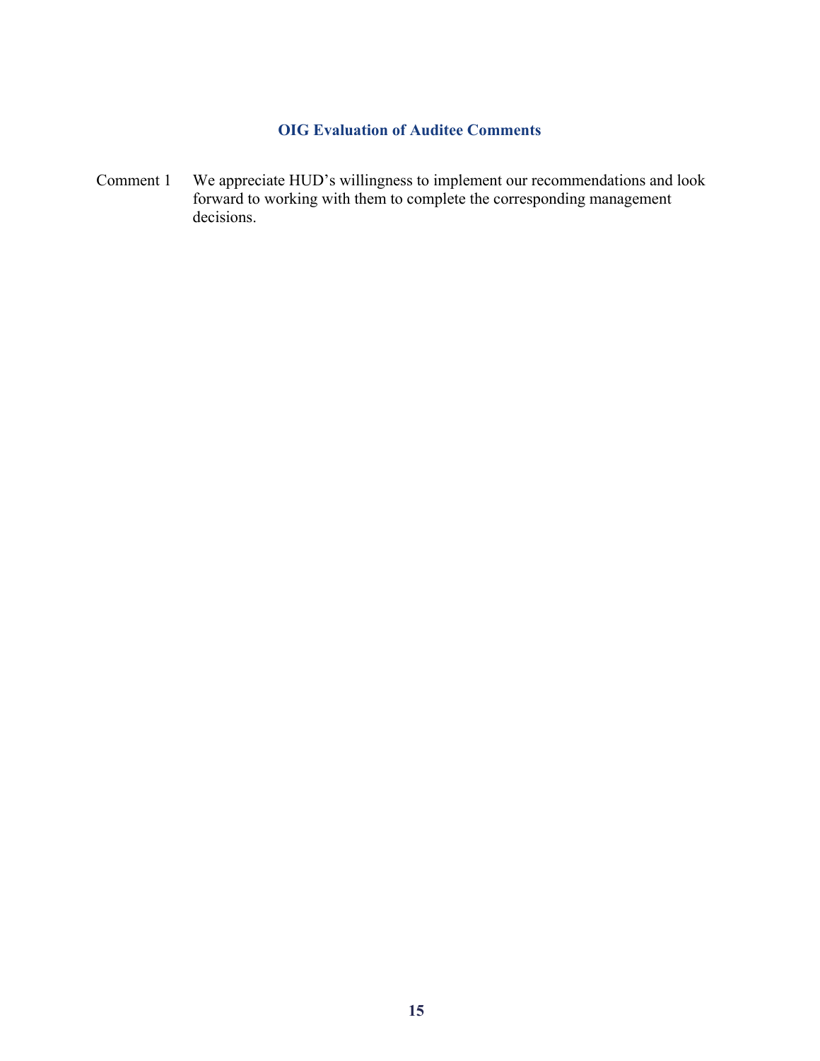## OIG Evaluation of Auditee Comments

Comment 1 We appreciate HUD's willingness to implement our recommendations and look forward to working with them to complete the corresponding management decisions.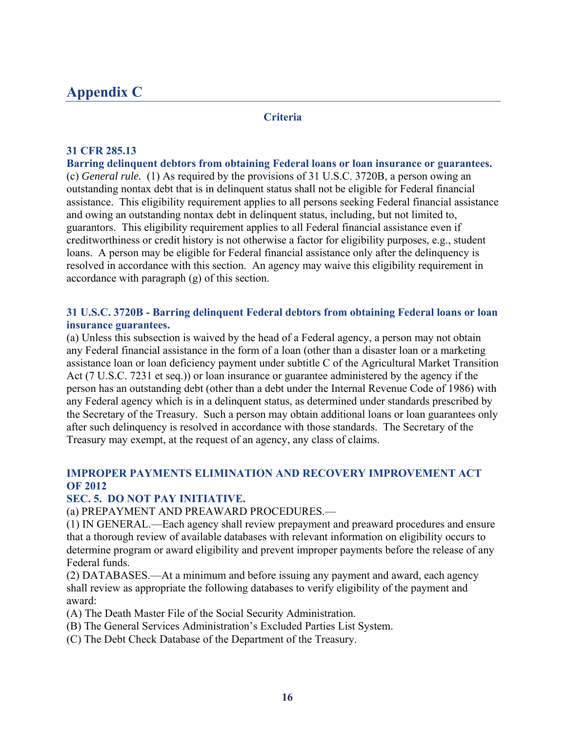# Appendix C

**Criteria**

**31 CFR 285.13**

**Barring delinquent debtors from obtaining Federal loans or loan insurance or guarantees.**

(c) *General rule.* (1) As required by the provisions of 31 U.S.C. 3720B, a person owing an outstanding nontax debt that is in delinquent status shall not be eligible for Federal financial assistance. This eligibility requirement applies to all persons seeking Federal financial assistance and owing an outstanding nontax debt in delinquent status, including, but not limited to, guarantors. This eligibility requirement applies to all Federal financial assistance even if creditworthiness or credit history is not otherwise a factor for eligibility purposes, e.g., student loans. A person may be eligible for Federal financial assistance only after the delinquency is resolved in accordance with this section. An agency may waive this eligibility requirement in accordance with paragraph (g) of this section.

**31 U.S.C. 3720B - Barring delinquent Federal debtors from obtaining Federal loans or loan insurance guarantees.**

(a) Unless this subsection is waived by the head of a Federal agency, a person may not obtain any Federal financial assistance in the form of a loan (other than a disaster loan or a marketing assistance loan or loan deficiency payment under subtitle C of the Agricultural Market Transition Act (7 U.S.C. 7231 et seq.)) or loan insurance or guarantee administered by the agency if the person has an outstanding debt (other than a debt under the Internal Revenue Code of 1986) with any Federal agency which is in a delinquent status, as determined under standards prescribed by the Secretary of the Treasury. Such a person may obtain additional loans or loan guarantees only after such delinquency is resolved in accordance with those standards. The Secretary of the Treasury may exempt, at the request of an agency, any class of claims.

**IMPROPER PAYMENTS ELIMINATION AND RECOVERY IMPROVEMENT ACT OF 2012**

**SEC. 5. DO NOT PAY INITIATIVE.**

(a) PREPAYMENT AND PREAWARD PROCEDURES.—

(1) IN GENERAL.—Each agency shall review prepayment and preaward procedures and ensure that a thorough review of available databases with relevant information on eligibility occurs to determine program or award eligibility and prevent improper payments before the release of any Federal funds.

(2) DATABASES.—At a minimum and before issuing any payment and award, each agency shall review as appropriate the following databases to verify eligibility of the payment and award:

(A) The Death Master File of the Social Security Administration.

(B) The General Services Administration's Excluded Parties List System.

(C) The Debt Check Database of the Department of the Treasury.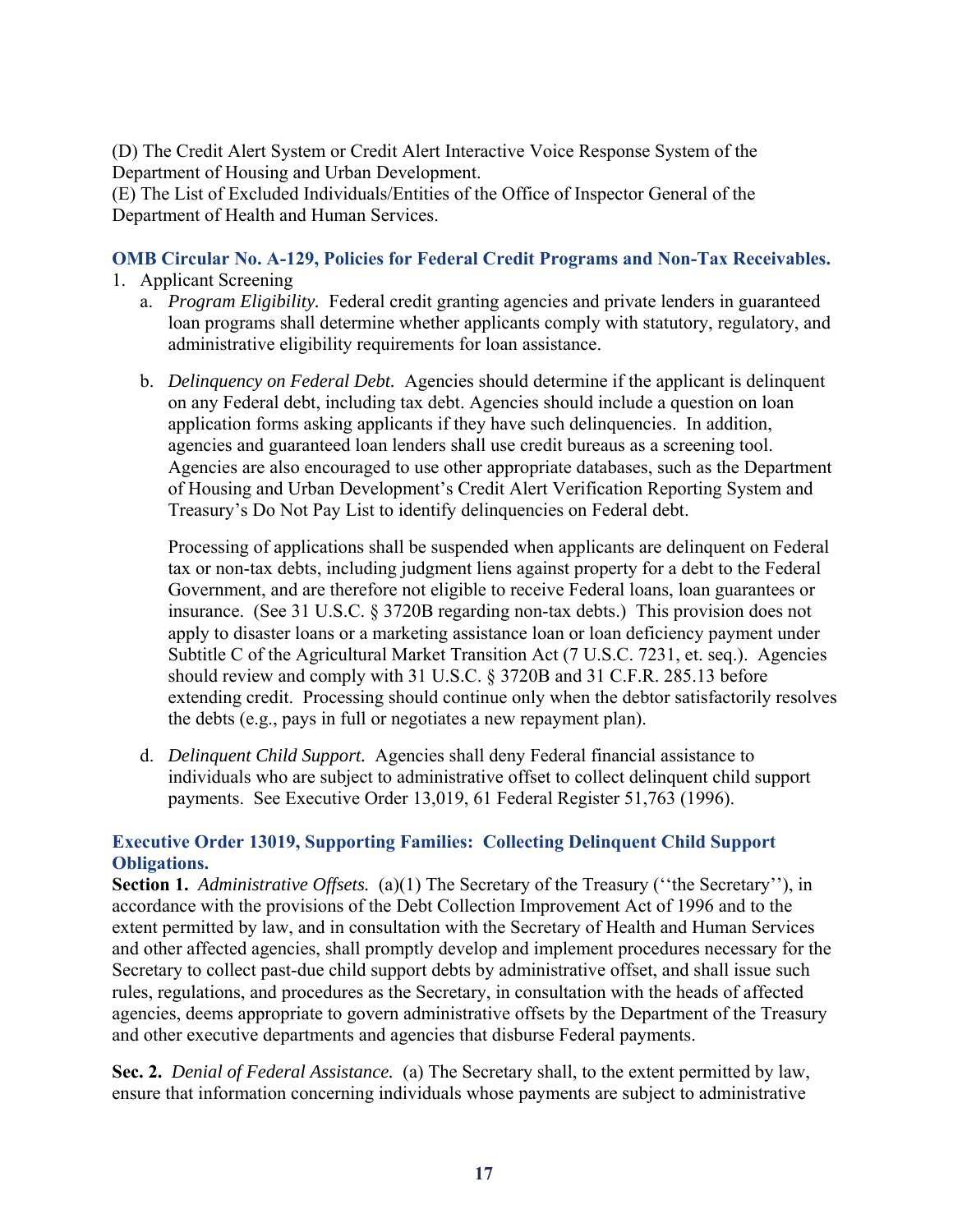(D) The Credit Alert System or Credit Alert Interactive Voice Response System of the Department of Housing and Urban Development.
(E) The List of Excluded Individuals/Entities of the Office of Inspector General of the Department of Health and Human Services.

### OMB Circular No. A-129, Policies for Federal Credit Programs and Non-Tax Receivables.

1. Applicant Screening
   a. *Program Eligibility.* Federal credit granting agencies and private lenders in guaranteed loan programs shall determine whether applicants comply with statutory, regulatory, and administrative eligibility requirements for loan assistance.

   b. *Delinquency on Federal Debt.* Agencies should determine if the applicant is delinquent on any Federal debt, including tax debt. Agencies should include a question on loan application forms asking applicants if they have such delinquencies. In addition, agencies and guaranteed loan lenders shall use credit bureaus as a screening tool. Agencies are also encouraged to use other appropriate databases, such as the Department of Housing and Urban Development's Credit Alert Verification Reporting System and Treasury's Do Not Pay List to identify delinquencies on Federal debt.

      Processing of applications shall be suspended when applicants are delinquent on Federal tax or non-tax debts, including judgment liens against property for a debt to the Federal Government, and are therefore not eligible to receive Federal loans, loan guarantees or insurance. (See 31 U.S.C. § 3720B regarding non-tax debts.) This provision does not apply to disaster loans or a marketing assistance loan or loan deficiency payment under Subtitle C of the Agricultural Market Transition Act (7 U.S.C. 7231, et. seq.). Agencies should review and comply with 31 U.S.C. § 3720B and 31 C.F.R. 285.13 before extending credit. Processing should continue only when the debtor satisfactorily resolves the debts (e.g., pays in full or negotiates a new repayment plan).

   d. *Delinquent Child Support.* Agencies shall deny Federal financial assistance to individuals who are subject to administrative offset to collect delinquent child support payments. See Executive Order 13,019, 61 Federal Register 51,763 (1996).

### Executive Order 13019, Supporting Families: Collecting Delinquent Child Support Obligations.

**Section 1.** *Administrative Offsets.* (a)(1) The Secretary of the Treasury (''the Secretary''), in accordance with the provisions of the Debt Collection Improvement Act of 1996 and to the extent permitted by law, and in consultation with the Secretary of Health and Human Services and other affected agencies, shall promptly develop and implement procedures necessary for the Secretary to collect past-due child support debts by administrative offset, and shall issue such rules, regulations, and procedures as the Secretary, in consultation with the heads of affected agencies, deems appropriate to govern administrative offsets by the Department of the Treasury and other executive departments and agencies that disburse Federal payments.

**Sec. 2.** *Denial of Federal Assistance.* (a) The Secretary shall, to the extent permitted by law, ensure that information concerning individuals whose payments are subject to administrative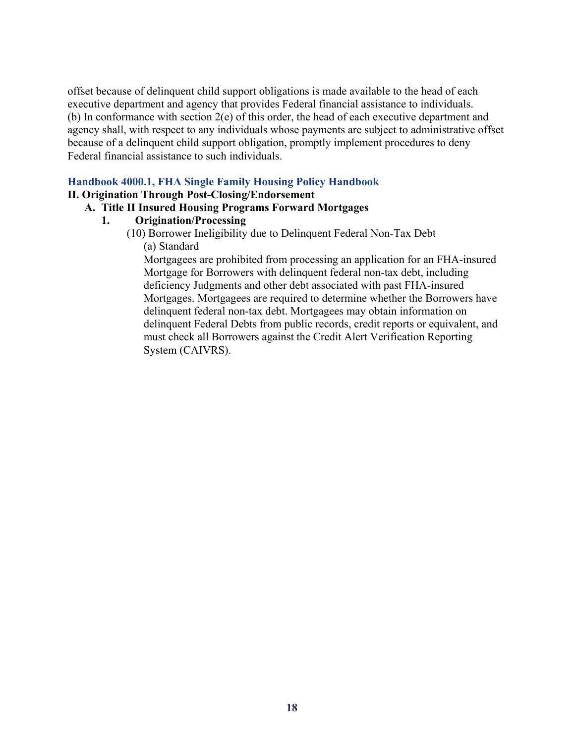offset because of delinquent child support obligations is made available to the head of each executive department and agency that provides Federal financial assistance to individuals.
(b) In conformance with section 2(e) of this order, the head of each executive department and agency shall, with respect to any individuals whose payments are subject to administrative offset because of a delinquent child support obligation, promptly implement procedures to deny Federal financial assistance to such individuals.

### Handbook 4000.1, FHA Single Family Housing Policy Handbook

**II. Origination Through Post-Closing/Endorsement**

**A. Title II Insured Housing Programs Forward Mortgages**

**1. Origination/Processing**

(10) Borrower Ineligibility due to Delinquent Federal Non-Tax Debt

(a) Standard

Mortgagees are prohibited from processing an application for an FHA-insured Mortgage for Borrowers with delinquent federal non-tax debt, including deficiency Judgments and other debt associated with past FHA-insured Mortgages. Mortgagees are required to determine whether the Borrowers have delinquent federal non-tax debt. Mortgagees may obtain information on delinquent Federal Debts from public records, credit reports or equivalent, and must check all Borrowers against the Credit Alert Verification Reporting System (CAIVRS).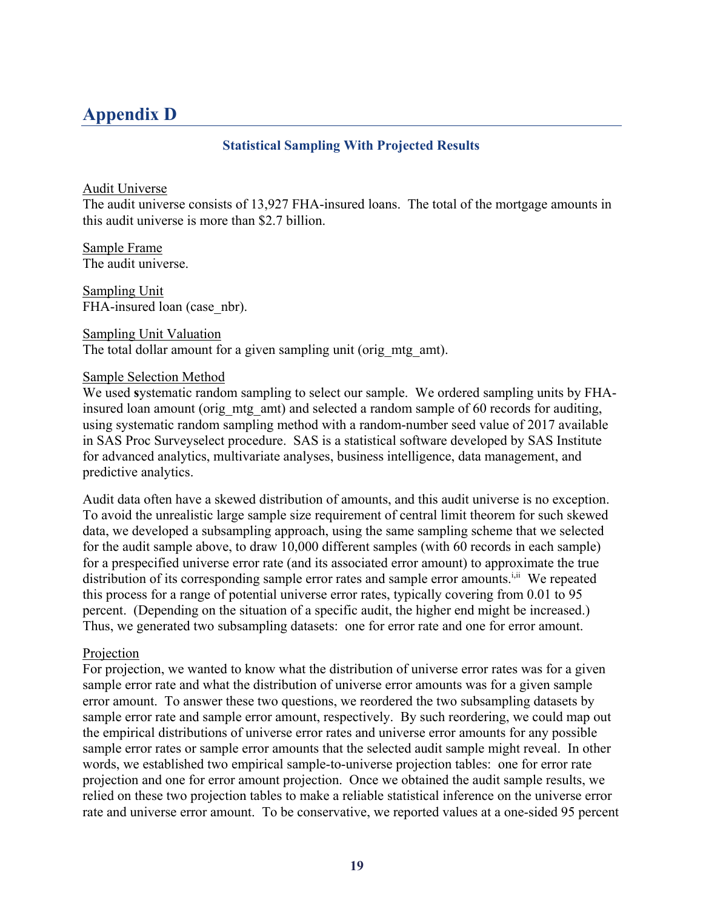## Appendix D

### Statistical Sampling With Projected Results

Audit Universe
The audit universe consists of 13,927 FHA-insured loans. The total of the mortgage amounts in this audit universe is more than $2.7 billion.

Sample Frame
The audit universe.

Sampling Unit
FHA-insured loan (case_nbr).

Sampling Unit Valuation
The total dollar amount for a given sampling unit (orig_mtg_amt).

Sample Selection Method
We used **s**ystematic random sampling to select our sample. We ordered sampling units by FHA-insured loan amount (orig_mtg_amt) and selected a random sample of 60 records for auditing, using systematic random sampling method with a random-number seed value of 2017 available in SAS Proc Surveyselect procedure. SAS is a statistical software developed by SAS Institute for advanced analytics, multivariate analyses, business intelligence, data management, and predictive analytics.

Audit data often have a skewed distribution of amounts, and this audit universe is no exception. To avoid the unrealistic large sample size requirement of central limit theorem for such skewed data, we developed a subsampling approach, using the same sampling scheme that we selected for the audit sample above, to draw 10,000 different samples (with 60 records in each sample) for a prespecified universe error rate (and its associated error amount) to approximate the true distribution of its corresponding sample error rates and sample error amounts.[i,ii] We repeated this process for a range of potential universe error rates, typically covering from 0.01 to 95 percent. (Depending on the situation of a specific audit, the higher end might be increased.) Thus, we generated two subsampling datasets: one for error rate and one for error amount.

Projection
For projection, we wanted to know what the distribution of universe error rates was for a given sample error rate and what the distribution of universe error amounts was for a given sample error amount. To answer these two questions, we reordered the two subsampling datasets by sample error rate and sample error amount, respectively. By such reordering, we could map out the empirical distributions of universe error rates and universe error amounts for any possible sample error rates or sample error amounts that the selected audit sample might reveal. In other words, we established two empirical sample-to-universe projection tables: one for error rate projection and one for error amount projection. Once we obtained the audit sample results, we relied on these two projection tables to make a reliable statistical inference on the universe error rate and universe error amount. To be conservative, we reported values at a one-sided 95 percent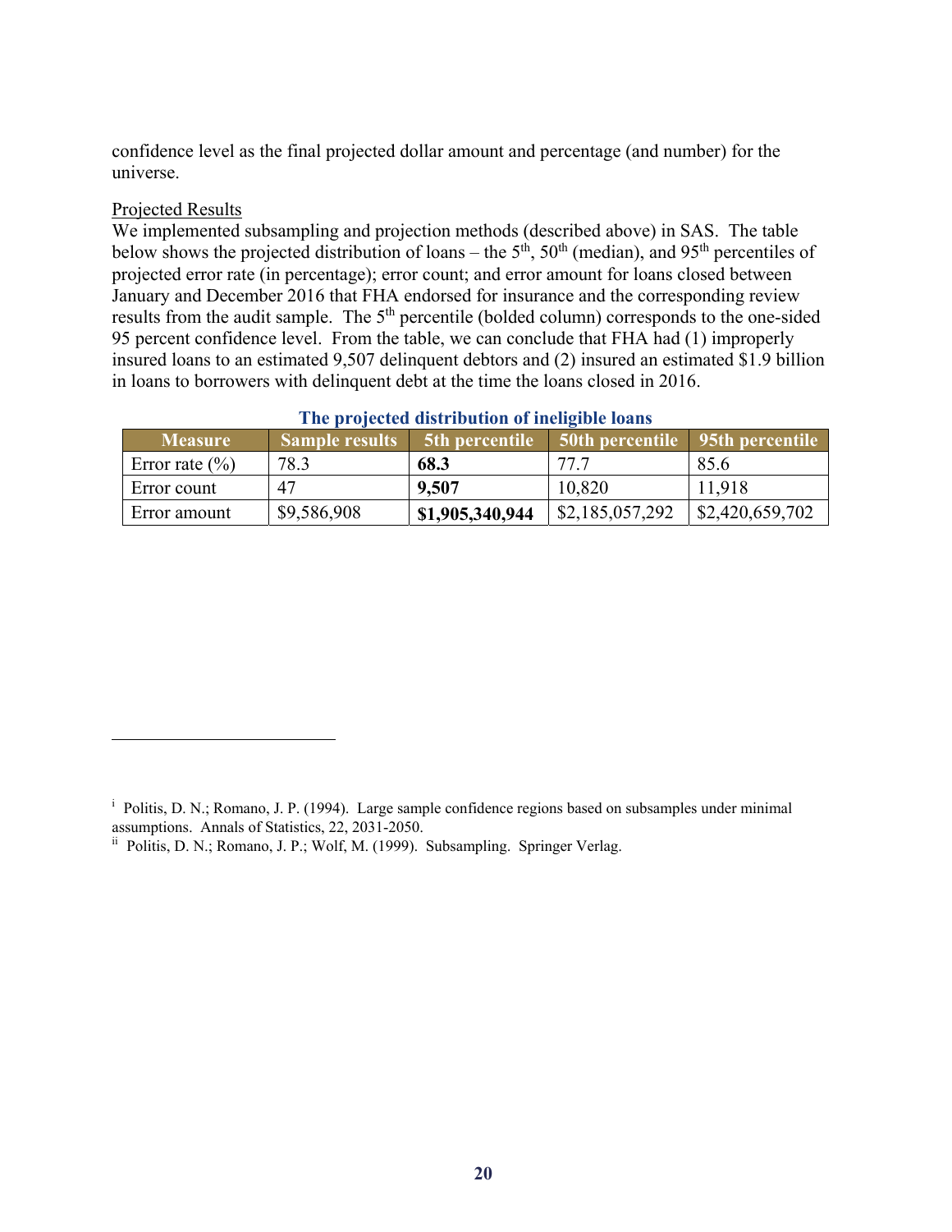confidence level as the final projected dollar amount and percentage (and number) for the universe.

Projected Results

We implemented subsampling and projection methods (described above) in SAS. The table below shows the projected distribution of loans – the 5th, 50th (median), and 95th percentiles of projected error rate (in percentage); error count; and error amount for loans closed between January and December 2016 that FHA endorsed for insurance and the corresponding review results from the audit sample. The 5th percentile (bolded column) corresponds to the one-sided 95 percent confidence level. From the table, we can conclude that FHA had (1) improperly insured loans to an estimated 9,507 delinquent debtors and (2) insured an estimated $1.9 billion in loans to borrowers with delinquent debt at the time the loans closed in 2016.

**The projected distribution of ineligible loans**

| Measure | Sample results | 5th percentile | 50th percentile | 95th percentile |
|---|---|---|---|---|
| Error rate (%) | 78.3 | **68.3** | 77.7 | 85.6 |
| Error count | 47 | **9,507** | 10,820 | 11,918 |
| Error amount | $9,586,908 | **$1,905,340,944** | $2,185,057,292 | $2,420,659,702 |

---

[i] Politis, D. N.; Romano, J. P. (1994). Large sample confidence regions based on subsamples under minimal assumptions. Annals of Statistics, 22, 2031-2050.

[ii] Politis, D. N.; Romano, J. P.; Wolf, M. (1999). Subsampling. Springer Verlag.